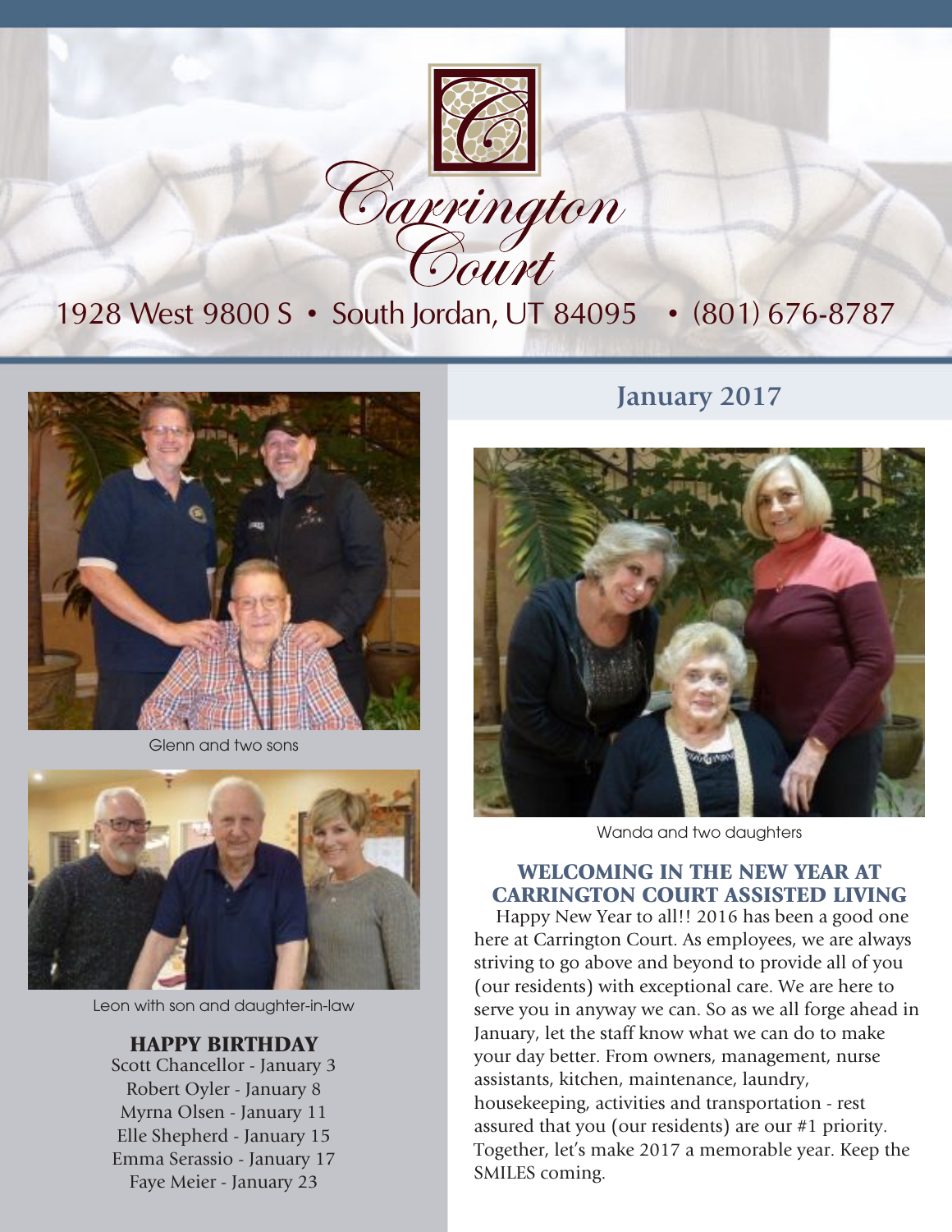# Carrington Court

1928 West 9800 S • South Jordan, UT 84095 • (801) 676-8787

## January 2017

Glenn and two sons

Leon with son and daughter-in-law

### HAPPY BIRTHDAY

Scott Chancellor - January 3
Robert Oyler - January 8
Myrna Olsen - January 11
Elle Shepherd - January 15
Emma Serassio - January 17
Faye Meier - January 23

Wanda and two daughters

### WELCOMING IN THE NEW YEAR AT CARRINGTON COURT ASSISTED LIVING

Happy New Year to all!! 2016 has been a good one here at Carrington Court. As employees, we are always striving to go above and beyond to provide all of you (our residents) with exceptional care. We are here to serve you in anyway we can. So as we all forge ahead in January, let the staff know what we can do to make your day better. From owners, management, nurse assistants, kitchen, maintenance, laundry, housekeeping, activities and transportation - rest assured that you (our residents) are our #1 priority. Together, let's make 2017 a memorable year. Keep the SMILES coming.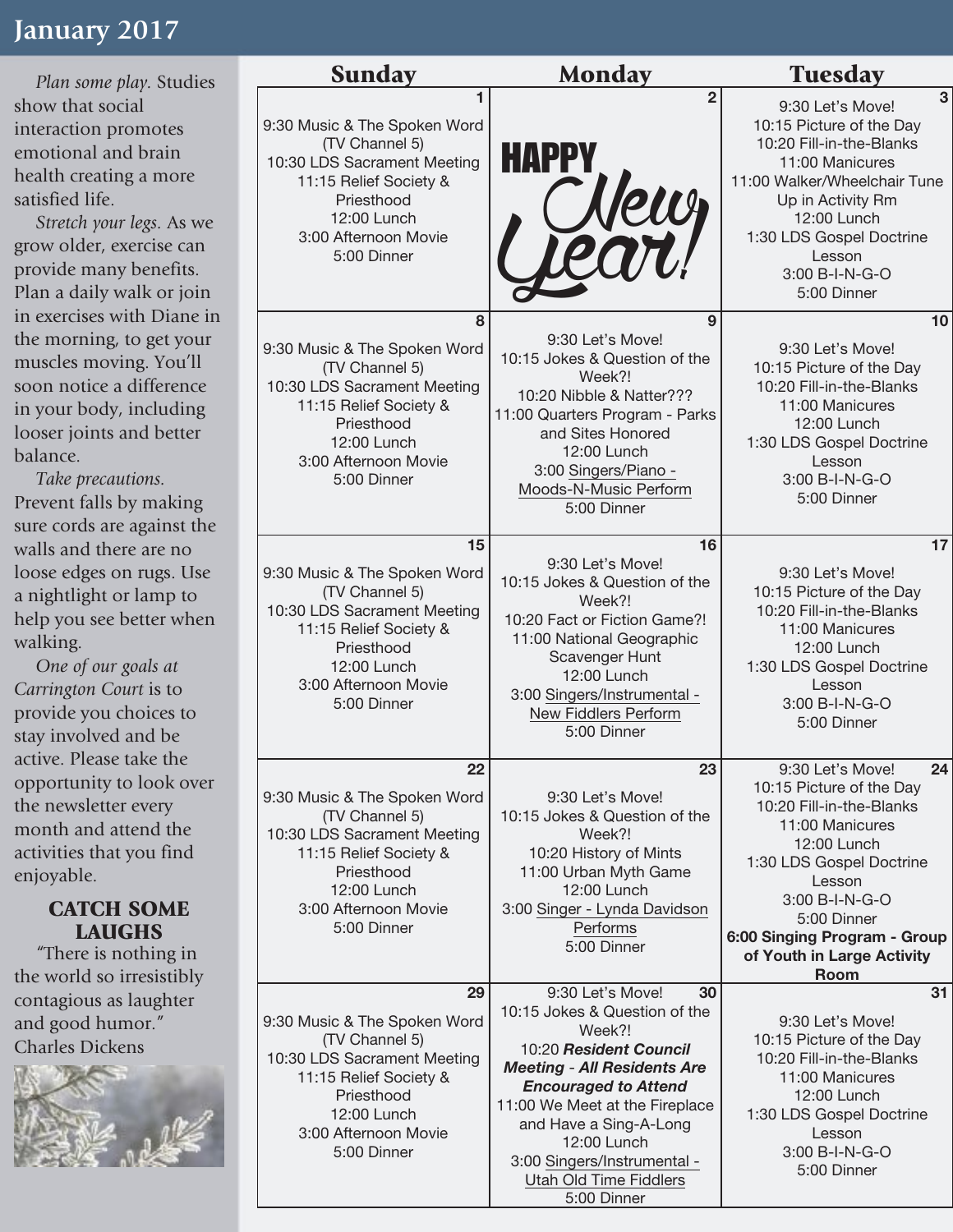# January 2017

*Plan some play.* Studies show that social interaction promotes emotional and brain health creating a more satisfied life.

*Stretch your legs.* As we grow older, exercise can provide many benefits. Plan a daily walk or join in exercises with Diane in the morning, to get your muscles moving. You'll soon notice a difference in your body, including looser joints and better balance.

*Take precautions.* Prevent falls by making sure cords are against the walls and there are no loose edges on rugs. Use a nightlight or lamp to help you see better when walking.

*One of our goals at Carrington Court* is to provide you choices to stay involved and be active. Please take the opportunity to look over the newsletter every month and attend the activities that you find enjoyable.

## CATCH SOME LAUGHS

"There is nothing in the world so irresistibly contagious as laughter and good humor." Charles Dickens

| Sunday | Monday | Tuesday |
|---|---|---|
| **1**<br>9:30 Music & The Spoken Word (TV Channel 5)<br>10:30 LDS Sacrament Meeting<br>11:15 Relief Society & Priesthood<br>12:00 Lunch<br>3:00 Afternoon Movie<br>5:00 Dinner | **2**<br>HAPPY New Year! | **3**<br>9:30 Let's Move!<br>10:15 Picture of the Day<br>10:20 Fill-in-the-Blanks<br>11:00 Manicures<br>11:00 Walker/Wheelchair Tune Up in Activity Rm<br>12:00 Lunch<br>1:30 LDS Gospel Doctrine Lesson<br>3:00 B-I-N-G-O<br>5:00 Dinner |
| **8**<br>9:30 Music & The Spoken Word (TV Channel 5)<br>10:30 LDS Sacrament Meeting<br>11:15 Relief Society & Priesthood<br>12:00 Lunch<br>3:00 Afternoon Movie<br>5:00 Dinner | **9**<br>9:30 Let's Move!<br>10:15 Jokes & Question of the Week?!<br>10:20 Nibble & Natter???<br>11:00 Quarters Program - Parks and Sites Honored<br>12:00 Lunch<br>3:00 Singers/Piano - Moods-N-Music Perform<br>5:00 Dinner | **10**<br>9:30 Let's Move!<br>10:15 Picture of the Day<br>10:20 Fill-in-the-Blanks<br>11:00 Manicures<br>12:00 Lunch<br>1:30 LDS Gospel Doctrine Lesson<br>3:00 B-I-N-G-O<br>5:00 Dinner |
| **15**<br>9:30 Music & The Spoken Word (TV Channel 5)<br>10:30 LDS Sacrament Meeting<br>11:15 Relief Society & Priesthood<br>12:00 Lunch<br>3:00 Afternoon Movie<br>5:00 Dinner | **16**<br>9:30 Let's Move!<br>10:15 Jokes & Question of the Week?!<br>10:20 Fact or Fiction Game?!<br>11:00 National Geographic Scavenger Hunt<br>12:00 Lunch<br>3:00 Singers/Instrumental - New Fiddlers Perform<br>5:00 Dinner | **17**<br>9:30 Let's Move!<br>10:15 Picture of the Day<br>10:20 Fill-in-the-Blanks<br>11:00 Manicures<br>12:00 Lunch<br>1:30 LDS Gospel Doctrine Lesson<br>3:00 B-I-N-G-O<br>5:00 Dinner |
| **22**<br>9:30 Music & The Spoken Word (TV Channel 5)<br>10:30 LDS Sacrament Meeting<br>11:15 Relief Society & Priesthood<br>12:00 Lunch<br>3:00 Afternoon Movie<br>5:00 Dinner | **23**<br>9:30 Let's Move!<br>10:15 Jokes & Question of the Week?!<br>10:20 History of Mints<br>11:00 Urban Myth Game<br>12:00 Lunch<br>3:00 Singer - Lynda Davidson Performs<br>5:00 Dinner | **24**<br>9:30 Let's Move!<br>10:15 Picture of the Day<br>10:20 Fill-in-the-Blanks<br>11:00 Manicures<br>12:00 Lunch<br>1:30 LDS Gospel Doctrine Lesson<br>3:00 B-I-N-G-O<br>5:00 Dinner<br>**6:00 Singing Program - Group of Youth in Large Activity Room** |
| **29**<br>9:30 Music & The Spoken Word (TV Channel 5)<br>10:30 LDS Sacrament Meeting<br>11:15 Relief Society & Priesthood<br>12:00 Lunch<br>3:00 Afternoon Movie<br>5:00 Dinner | **30**<br>9:30 Let's Move!<br>10:15 Jokes & Question of the Week?!<br>10:20 ***Resident Council Meeting - All Residents Are Encouraged to Attend***<br>11:00 We Meet at the Fireplace and Have a Sing-A-Long<br>12:00 Lunch<br>3:00 Singers/Instrumental - Utah Old Time Fiddlers<br>5:00 Dinner | **31**<br>9:30 Let's Move!<br>10:15 Picture of the Day<br>10:20 Fill-in-the-Blanks<br>11:00 Manicures<br>12:00 Lunch<br>1:30 LDS Gospel Doctrine Lesson<br>3:00 B-I-N-G-O<br>5:00 Dinner |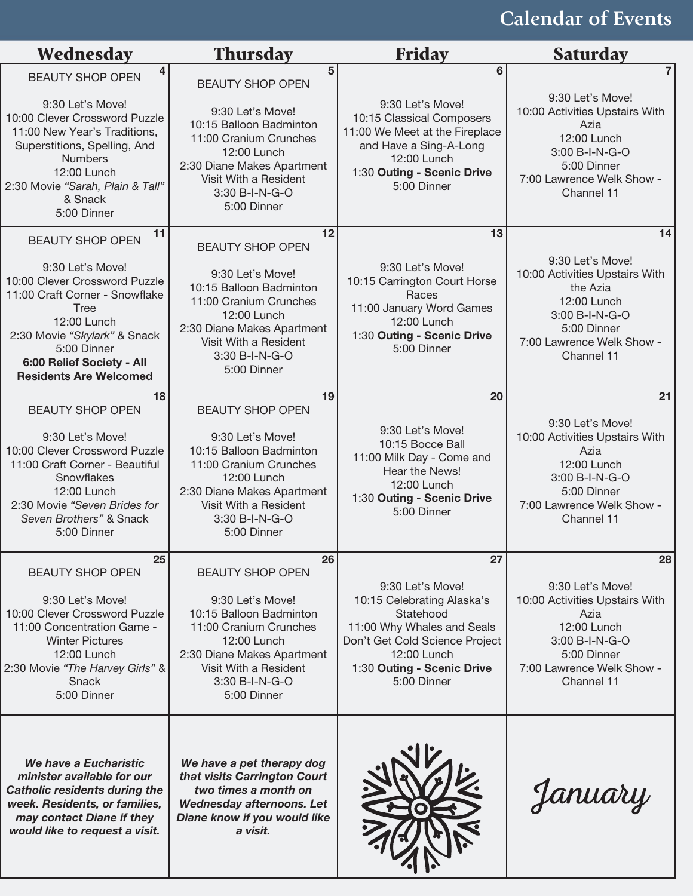# Calendar of Events

| Wednesday | Thursday | Friday | Saturday |
|---|---|---|---|
| **4** BEAUTY SHOP OPEN<br><br>9:30 Let's Move!<br>10:00 Clever Crossword Puzzle<br>11:00 New Year's Traditions, Superstitions, Spelling, And Numbers<br>2:30 Movie *"Sarah, Plain & Tall"* & Snack<br>5:00 Dinner | **5** BEAUTY SHOP OPEN<br><br>9:30 Let's Move!<br>10:15 Balloon Badminton<br>11:00 Cranium Crunches<br>12:00 Lunch<br>2:30 Diane Makes Apartment Visit With a Resident<br>3:30 B-I-N-G-O<br>5:00 Dinner | **6**<br>9:30 Let's Move!<br>10:15 Classical Composers<br>11:00 We Meet at the Fireplace and Have a Sing-A-Long<br>12:00 Lunch<br>1:30 **Outing - Scenic Drive**<br>5:00 Dinner | **7**<br>9:30 Let's Move!<br>10:00 Activities Upstairs With Azia<br>12:00 Lunch<br>3:00 B-I-N-G-O<br>5:00 Dinner<br>7:00 Lawrence Welk Show - Channel 11 |
| **11** BEAUTY SHOP OPEN<br><br>9:30 Let's Move!<br>10:00 Clever Crossword Puzzle<br>11:00 Craft Corner - Snowflake Tree<br>12:00 Lunch<br>2:30 Movie *"Skylark"* & Snack<br>5:00 Dinner<br>**6:00 Relief Society - All Residents Are Welcomed** | **12** BEAUTY SHOP OPEN<br><br>9:30 Let's Move!<br>10:15 Balloon Badminton<br>11:00 Cranium Crunches<br>12:00 Lunch<br>2:30 Diane Makes Apartment Visit With a Resident<br>3:30 B-I-N-G-O<br>5:00 Dinner | **13**<br>9:30 Let's Move!<br>10:15 Carrington Court Horse Races<br>11:00 January Word Games<br>12:00 Lunch<br>1:30 **Outing - Scenic Drive**<br>5:00 Dinner | **14**<br>9:30 Let's Move!<br>10:00 Activities Upstairs With the Azia<br>12:00 Lunch<br>3:00 B-I-N-G-O<br>5:00 Dinner<br>7:00 Lawrence Welk Show - Channel 11 |
| **18** BEAUTY SHOP OPEN<br><br>9:30 Let's Move!<br>10:00 Clever Crossword Puzzle<br>11:00 Craft Corner - Beautiful Snowflakes<br>12:00 Lunch<br>2:30 Movie *"Seven Brides for Seven Brothers"* & Snack<br>5:00 Dinner | **19** BEAUTY SHOP OPEN<br><br>9:30 Let's Move!<br>10:15 Balloon Badminton<br>11:00 Cranium Crunches<br>12:00 Lunch<br>2:30 Diane Makes Apartment Visit With a Resident<br>3:30 B-I-N-G-O<br>5:00 Dinner | **20**<br>9:30 Let's Move!<br>10:15 Bocce Ball<br>11:00 Milk Day - Come and Hear the News!<br>12:00 Lunch<br>1:30 **Outing - Scenic Drive**<br>5:00 Dinner | **21**<br>9:30 Let's Move!<br>10:00 Activities Upstairs With Azia<br>12:00 Lunch<br>3:00 B-I-N-G-O<br>5:00 Dinner<br>7:00 Lawrence Welk Show - Channel 11 |
| **25** BEAUTY SHOP OPEN<br><br>9:30 Let's Move!<br>10:00 Clever Crossword Puzzle<br>11:00 Concentration Game - Winter Pictures<br>12:00 Lunch<br>2:30 Movie *"The Harvey Girls"* & Snack<br>5:00 Dinner | **26** BEAUTY SHOP OPEN<br><br>9:30 Let's Move!<br>10:15 Balloon Badminton<br>11:00 Cranium Crunches<br>12:00 Lunch<br>2:30 Diane Makes Apartment Visit With a Resident<br>3:30 B-I-N-G-O<br>5:00 Dinner | **27**<br>9:30 Let's Move!<br>10:15 Celebrating Alaska's Statehood<br>11:00 Why Whales and Seals Don't Get Cold Science Project<br>12:00 Lunch<br>1:30 **Outing - Scenic Drive**<br>5:00 Dinner | **28**<br>9:30 Let's Move!<br>10:00 Activities Upstairs With Azia<br>12:00 Lunch<br>3:00 B-I-N-G-O<br>5:00 Dinner<br>7:00 Lawrence Welk Show - Channel 11 |
| ***We have a Eucharistic minister available for our Catholic residents during the week. Residents, or families, may contact Diane if they would like to request a visit.*** | ***We have a pet therapy dog that visits Carrington Court two times a month on Wednesday afternoons. Let Diane know if you would like a visit.*** | | *January* |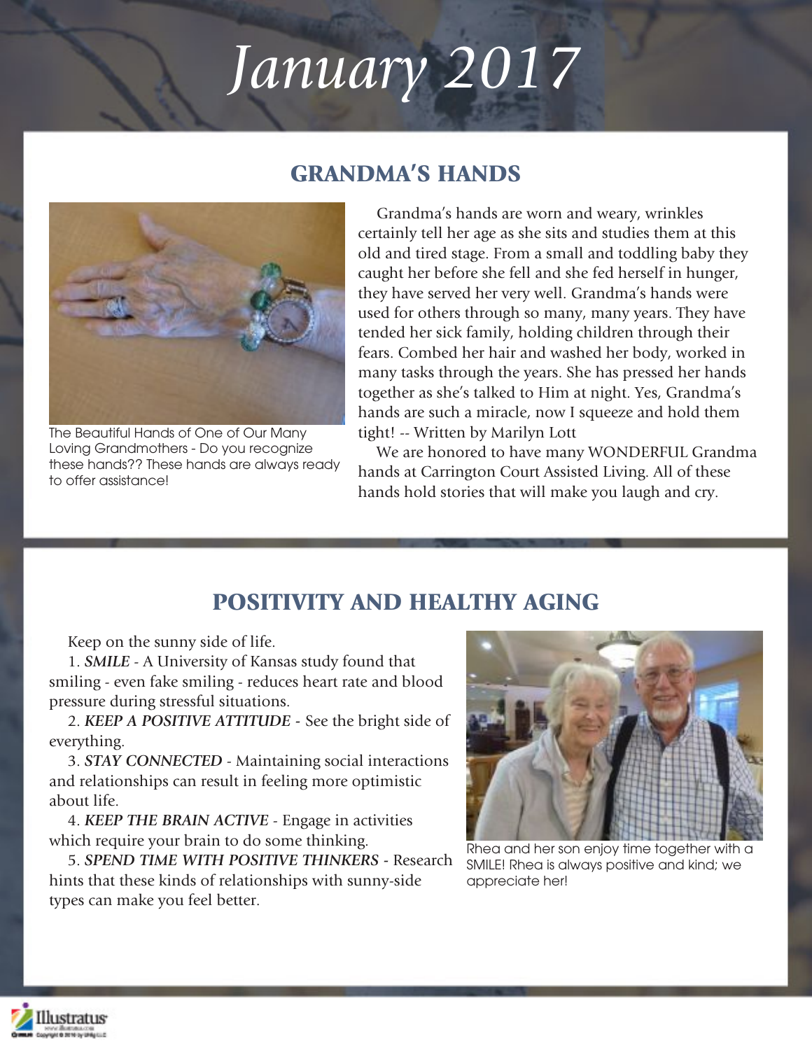# January 2017

## GRANDMA'S HANDS

The Beautiful Hands of One of Our Many Loving Grandmothers - Do you recognize these hands?? These hands are always ready to offer assistance!

Grandma's hands are worn and weary, wrinkles certainly tell her age as she sits and studies them at this old and tired stage. From a small and toddling baby they caught her before she fell and she fed herself in hunger, they have served her very well. Grandma's hands were used for others through so many, many years. They have tended her sick family, holding children through their fears. Combed her hair and washed her body, worked in many tasks through the years. She has pressed her hands together as she's talked to Him at night. Yes, Grandma's hands are such a miracle, now I squeeze and hold them tight! -- Written by Marilyn Lott

We are honored to have many WONDERFUL Grandma hands at Carrington Court Assisted Living. All of these hands hold stories that will make you laugh and cry.

## POSITIVITY AND HEALTHY AGING

Keep on the sunny side of life.

1. ***SMILE*** - A University of Kansas study found that smiling - even fake smiling - reduces heart rate and blood pressure during stressful situations.
2. ***KEEP A POSITIVE ATTITUDE*** - See the bright side of everything.
3. ***STAY CONNECTED*** - Maintaining social interactions and relationships can result in feeling more optimistic about life.
4. ***KEEP THE BRAIN ACTIVE*** - Engage in activities which require your brain to do some thinking.
5. ***SPEND TIME WITH POSITIVE THINKERS*** - Research hints that these kinds of relationships with sunny-side types can make you feel better.

Rhea and her son enjoy time together with a SMILE! Rhea is always positive and kind; we appreciate her!